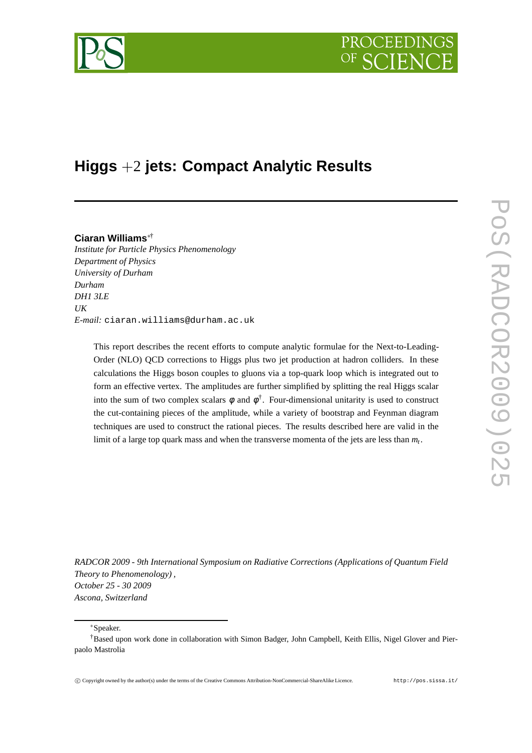# Higgs $+2$ jets: Compact Analytic Results

**Ciaran Williams**[∗†]

*Institute for Particle Physics Phenomenology*
*Department of Physics*
*University of Durham*
*Durham*
*DH1 3LE*
*UK*
*E-mail:* ciaran.williams@durham.ac.uk

This report describes the recent efforts to compute analytic formulae for the Next-to-Leading-Order (NLO) QCD corrections to Higgs plus two jet production at hadron colliders. In these calculations the Higgs boson couples to gluons via a top-quark loop which is integrated out to form an effective vertex. The amplitudes are further simplified by splitting the real Higgs scalar into the sum of two complex scalars $\phi$ and $\phi^{\dagger}$. Four-dimensional unitarity is used to construct the cut-containing pieces of the amplitude, while a variety of bootstrap and Feynman diagram techniques are used to construct the rational pieces. The results described here are valid in the limit of a large top quark mass and when the transverse momenta of the jets are less than $m_t$.

*RADCOR 2009 - 9th International Symposium on Radiative Corrections (Applications of Quantum Field Theory to Phenomenology),*
*October 25 - 30 2009*
*Ascona, Switzerland*

∗Speaker.

†Based upon work done in collaboration with Simon Badger, John Campbell, Keith Ellis, Nigel Glover and Pierpaolo Mastrolia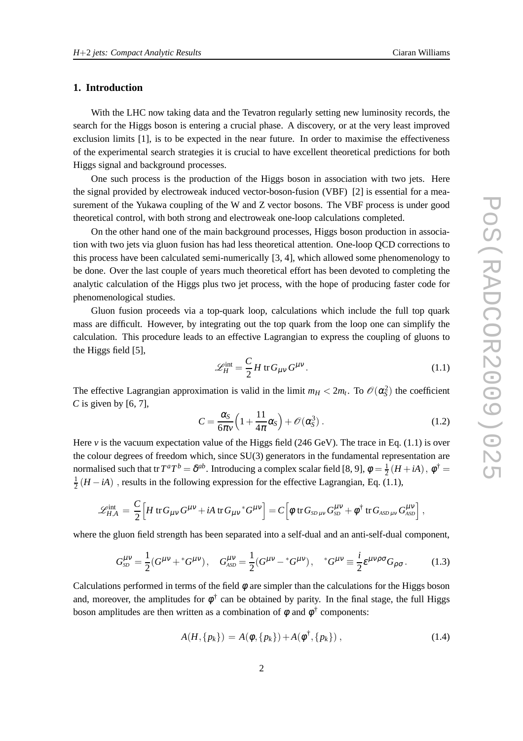## 1. Introduction

With the LHC now taking data and the Tevatron regularly setting new luminosity records, the search for the Higgs boson is entering a crucial phase. A discovery, or at the very least improved exclusion limits [1], is to be expected in the near future. In order to maximise the effectiveness of the experimental search strategies it is crucial to have excellent theoretical predictions for both Higgs signal and background processes.

One such process is the production of the Higgs boson in association with two jets. Here the signal provided by electroweak induced vector-boson-fusion (VBF) [2] is essential for a measurement of the Yukawa coupling of the W and Z vector bosons. The VBF process is under good theoretical control, with both strong and electroweak one-loop calculations completed.

On the other hand one of the main background processes, Higgs boson production in association with two jets via gluon fusion has had less theoretical attention. One-loop QCD corrections to this process have been calculated semi-numerically [3, 4], which allowed some phenomenology to be done. Over the last couple of years much theoretical effort has been devoted to completing the analytic calculation of the Higgs plus two jet process, with the hope of producing faster code for phenomenological studies.

Gluon fusion proceeds via a top-quark loop, calculations which include the full top quark mass are difficult. However, by integrating out the top quark from the loop one can simplify the calculation. This procedure leads to an effective Lagrangian to express the coupling of gluons to the Higgs field [5],

$$\mathscr{L}_H^{\rm int} = \frac{C}{2} H \,{\rm tr}\, G_{\mu\nu} G^{\mu\nu}\,. \tag{1.1}$$

The effective Lagrangian approximation is valid in the limit $m_H < 2m_t$. To $\mathscr{O}(\alpha_S^2)$ the coefficient $C$ is given by [6, 7],

$$C = \frac{\alpha_S}{6\pi v}\Big(1 + \frac{11}{4\pi}\alpha_S\Big) + \mathscr{O}(\alpha_S^3)\,. \tag{1.2}$$

Here $v$ is the vacuum expectation value of the Higgs field (246 GeV). The trace in Eq. (1.1) is over the colour degrees of freedom which, since SU(3) generators in the fundamental representation are normalised such that ${\rm tr}\, T^a T^b = \delta^{ab}$. Introducing a complex scalar field [8, 9], $\phi = \frac{1}{2}(H + iA)$, $\phi^\dagger = \frac{1}{2}(H - iA)$ , results in the following expression for the effective Lagrangian, Eq. (1.1),

$$\mathscr{L}_{H,A}^{\rm int} = \frac{C}{2}\Big[H \,{\rm tr}\, G_{\mu\nu} G^{\mu\nu} + iA \,{\rm tr}\, G_{\mu\nu}\, {}^*G^{\mu\nu}\Big] = C\Big[\phi \,{\rm tr}\, G_{SD\,\mu\nu} G_{SD}^{\mu\nu} + \phi^\dagger \,{\rm tr}\, G_{ASD\,\mu\nu} G_{ASD}^{\mu\nu}\Big]\,,$$

where the gluon field strength has been separated into a self-dual and an anti-self-dual component,

$$G_{SD}^{\mu\nu} = \frac{1}{2}(G^{\mu\nu} + {}^*G^{\mu\nu})\,, \quad G_{ASD}^{\mu\nu} = \frac{1}{2}(G^{\mu\nu} - {}^*G^{\mu\nu})\,, \quad {}^*G^{\mu\nu} \equiv \frac{i}{2}\varepsilon^{\mu\nu\rho\sigma} G_{\rho\sigma}\,. \tag{1.3}$$

Calculations performed in terms of the field $\phi$ are simpler than the calculations for the Higgs boson and, moreover, the amplitudes for $\phi^\dagger$ can be obtained by parity. In the final stage, the full Higgs boson amplitudes are then written as a combination of $\phi$ and $\phi^\dagger$ components:

$$A(H, \{p_k\}) = A(\phi, \{p_k\}) + A(\phi^\dagger, \{p_k\})\,, \tag{1.4}$$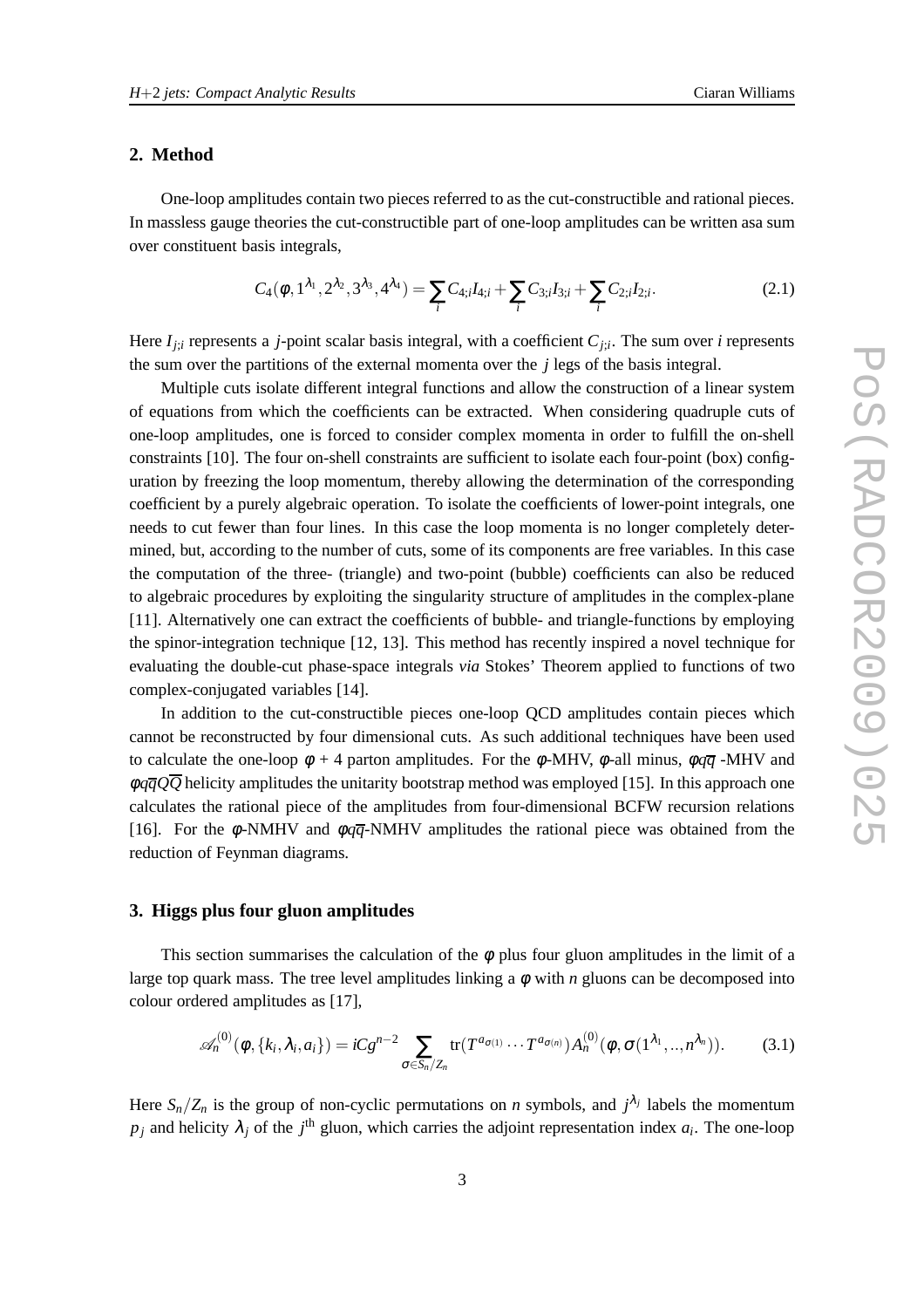## 2. Method

One-loop amplitudes contain two pieces referred to as the cut-constructible and rational pieces. In massless gauge theories the cut-constructible part of one-loop amplitudes can be written asa sum over constituent basis integrals,

$$C_4(\phi, 1^{\lambda_1}, 2^{\lambda_2}, 3^{\lambda_3}, 4^{\lambda_4}) = \sum_i C_{4;i} I_{4;i} + \sum_i C_{3;i} I_{3;i} + \sum_i C_{2;i} I_{2;i}. \tag{2.1}$$

Here $I_{j;i}$ represents a $j$-point scalar basis integral, with a coefficient $C_{j;i}$. The sum over $i$ represents the sum over the partitions of the external momenta over the $j$ legs of the basis integral.

Multiple cuts isolate different integral functions and allow the construction of a linear system of equations from which the coefficients can be extracted. When considering quadruple cuts of one-loop amplitudes, one is forced to consider complex momenta in order to fulfill the on-shell constraints [10]. The four on-shell constraints are sufficient to isolate each four-point (box) configuration by freezing the loop momentum, thereby allowing the determination of the corresponding coefficient by a purely algebraic operation. To isolate the coefficients of lower-point integrals, one needs to cut fewer than four lines. In this case the loop momenta is no longer completely determined, but, according to the number of cuts, some of its components are free variables. In this case the computation of the three- (triangle) and two-point (bubble) coefficients can also be reduced to algebraic procedures by exploiting the singularity structure of amplitudes in the complex-plane [11]. Alternatively one can extract the coefficients of bubble- and triangle-functions by employing the spinor-integration technique [12, 13]. This method has recently inspired a novel technique for evaluating the double-cut phase-space integrals *via* Stokes' Theorem applied to functions of two complex-conjugated variables [14].

In addition to the cut-constructible pieces one-loop QCD amplitudes contain pieces which cannot be reconstructed by four dimensional cuts. As such additional techniques have been used to calculate the one-loop $\phi$ + 4 parton amplitudes. For the $\phi$-MHV, $\phi$-all minus, $\phi q\overline{q}$ -MHV and $\phi q\overline{q}Q\overline{Q}$ helicity amplitudes the unitarity bootstrap method was employed [15]. In this approach one calculates the rational piece of the amplitudes from four-dimensional BCFW recursion relations [16]. For the $\phi$-NMHV and $\phi q\overline{q}$-NMHV amplitudes the rational piece was obtained from the reduction of Feynman diagrams.

## 3. Higgs plus four gluon amplitudes

This section summarises the calculation of the $\phi$ plus four gluon amplitudes in the limit of a large top quark mass. The tree level amplitudes linking a $\phi$ with $n$ gluons can be decomposed into colour ordered amplitudes as [17],

$$\mathscr{A}_n^{(0)}(\phi, \{k_i, \lambda_i, a_i\}) = iCg^{n-2} \sum_{\sigma \in S_n/Z_n} \mathrm{tr}(T^{a_{\sigma(1)}} \cdots T^{a_{\sigma(n)}}) A_n^{(0)}(\phi, \sigma(1^{\lambda_1}, .., n^{\lambda_n})). \tag{3.1}$$

Here $S_n/Z_n$ is the group of non-cyclic permutations on $n$ symbols, and $j^{\lambda_j}$ labels the momentum $p_j$ and helicity $\lambda_j$ of the $j^{\text{th}}$ gluon, which carries the adjoint representation index $a_i$. The one-loop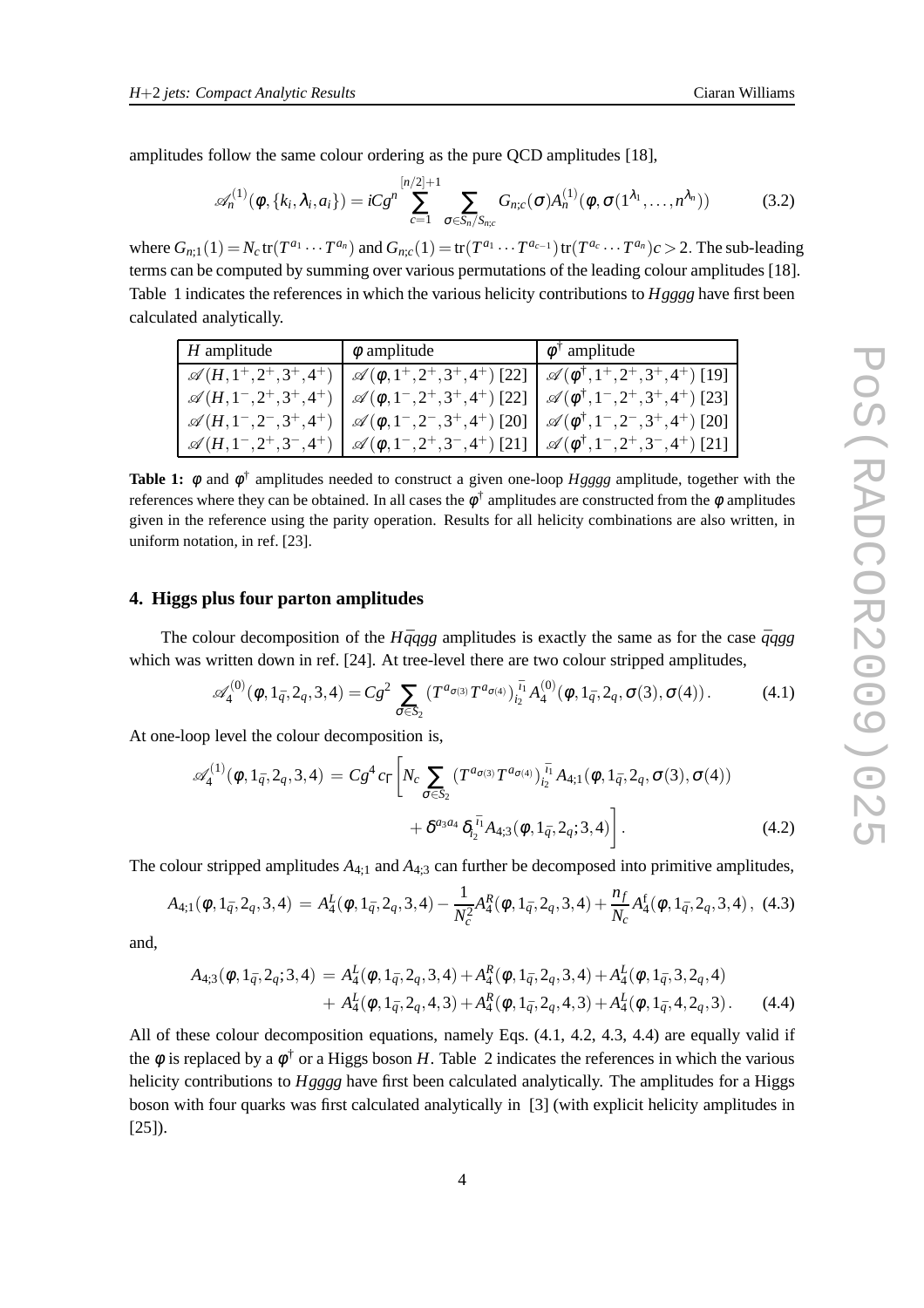amplitudes follow the same colour ordering as the pure QCD amplitudes [18],

$$\mathscr{A}_n^{(1)}(\phi,\{k_i,\lambda_i,a_i\}) = iCg^n \sum_{c=1}^{[n/2]+1} \sum_{\sigma\in S_n/S_{n;c}} G_{n;c}(\sigma) A_n^{(1)}(\phi,\sigma(1^{\lambda_1},\ldots,n^{\lambda_n})) \tag{3.2}$$

where $G_{n;1}(1) = N_c\,\mathrm{tr}(T^{a_1}\cdots T^{a_n})$ and $G_{n;c}(1) = \mathrm{tr}(T^{a_1}\cdots T^{a_{c-1}})\,\mathrm{tr}(T^{a_c}\cdots T^{a_n})c > 2$. The sub-leading terms can be computed by summing over various permutations of the leading colour amplitudes [18]. Table 1 indicates the references in which the various helicity contributions to $Hgggg$ have first been calculated analytically.

| $H$ amplitude | $\phi$ amplitude | $\phi^\dagger$ amplitude |
|---|---|---|
| $\mathscr{A}(H,1^+,2^+,3^+,4^+)$ | $\mathscr{A}(\phi,1^+,2^+,3^+,4^+)$ [22] | $\mathscr{A}(\phi^\dagger,1^+,2^+,3^+,4^+)$ [19] |
| $\mathscr{A}(H,1^-,2^+,3^+,4^+)$ | $\mathscr{A}(\phi,1^-,2^+,3^+,4^+)$ [22] | $\mathscr{A}(\phi^\dagger,1^-,2^+,3^+,4^+)$ [23] |
| $\mathscr{A}(H,1^-,2^-,3^+,4^+)$ | $\mathscr{A}(\phi,1^-,2^-,3^+,4^+)$ [20] | $\mathscr{A}(\phi^\dagger,1^-,2^-,3^+,4^+)$ [20] |
| $\mathscr{A}(H,1^-,2^+,3^-,4^+)$ | $\mathscr{A}(\phi,1^-,2^+,3^-,4^+)$ [21] | $\mathscr{A}(\phi^\dagger,1^-,2^+,3^-,4^+)$ [21] |

**Table 1:** $\phi$ and $\phi^\dagger$ amplitudes needed to construct a given one-loop $Hgggg$ amplitude, together with the references where they can be obtained. In all cases the $\phi^\dagger$ amplitudes are constructed from the $\phi$ amplitudes given in the reference using the parity operation. Results for all helicity combinations are also written, in uniform notation, in ref. [23].

## 4. Higgs plus four parton amplitudes

The colour decomposition of the $H\bar{q}qgg$ amplitudes is exactly the same as for the case $\bar{q}qgg$ which was written down in ref. [24]. At tree-level there are two colour stripped amplitudes,

$$\mathscr{A}_4^{(0)}(\phi,1_{\bar{q}},2_q,3,4) = Cg^2 \sum_{\sigma\in S_2} (T^{a_{\sigma(3)}}T^{a_{\sigma(4)}})_{i_2}^{\bar{i}_1} A_4^{(0)}(\phi,1_{\bar{q}},2_q,\sigma(3),\sigma(4))\,. \tag{4.1}$$

At one-loop level the colour decomposition is,

$$\begin{aligned}\mathscr{A}_4^{(1)}(\phi,1_{\bar{q}},2_q,3,4) \,=\, Cg^4 c_\Gamma \Bigg[ & N_c \sum_{\sigma\in S_2} (T^{a_{\sigma(3)}}T^{a_{\sigma(4)}})_{i_2}^{\bar{i}_1} A_{4;1}(\phi,1_{\bar{q}},2_q,\sigma(3),\sigma(4)) \\ & + \delta^{a_3a_4}\delta_{i_2}^{\bar{i}_1} A_{4;3}(\phi,1_{\bar{q}},2_q;3,4)\Bigg]\,. \end{aligned}\tag{4.2}$$

The colour stripped amplitudes $A_{4;1}$ and $A_{4;3}$ can further be decomposed into primitive amplitudes,

$$A_{4;1}(\phi,1_{\bar{q}},2_q,3,4) \,=\, A_4^L(\phi,1_{\bar{q}},2_q,3,4) - \frac{1}{N_c^2}A_4^R(\phi,1_{\bar{q}},2_q,3,4) + \frac{n_f}{N_c}A_4^f(\phi,1_{\bar{q}},2_q,3,4)\,, \tag{4.3}$$

and,

$$\begin{aligned}A_{4;3}(\phi,1_{\bar{q}},2_q;3,4) \,=\, & A_4^L(\phi,1_{\bar{q}},2_q,3,4) + A_4^R(\phi,1_{\bar{q}},2_q,3,4) + A_4^L(\phi,1_{\bar{q}},3,2_q,4) \\ + \, & A_4^L(\phi,1_{\bar{q}},2_q,4,3) + A_4^R(\phi,1_{\bar{q}},2_q,4,3) + A_4^L(\phi,1_{\bar{q}},4,2_q,3)\,. \end{aligned}\tag{4.4}$$

All of these colour decomposition equations, namely Eqs. (4.1, 4.2, 4.3, 4.4) are equally valid if the $\phi$ is replaced by a $\phi^\dagger$ or a Higgs boson $H$. Table 2 indicates the references in which the various helicity contributions to $Hgggg$ have first been calculated analytically. The amplitudes for a Higgs boson with four quarks was first calculated analytically in [3] (with explicit helicity amplitudes in [25]).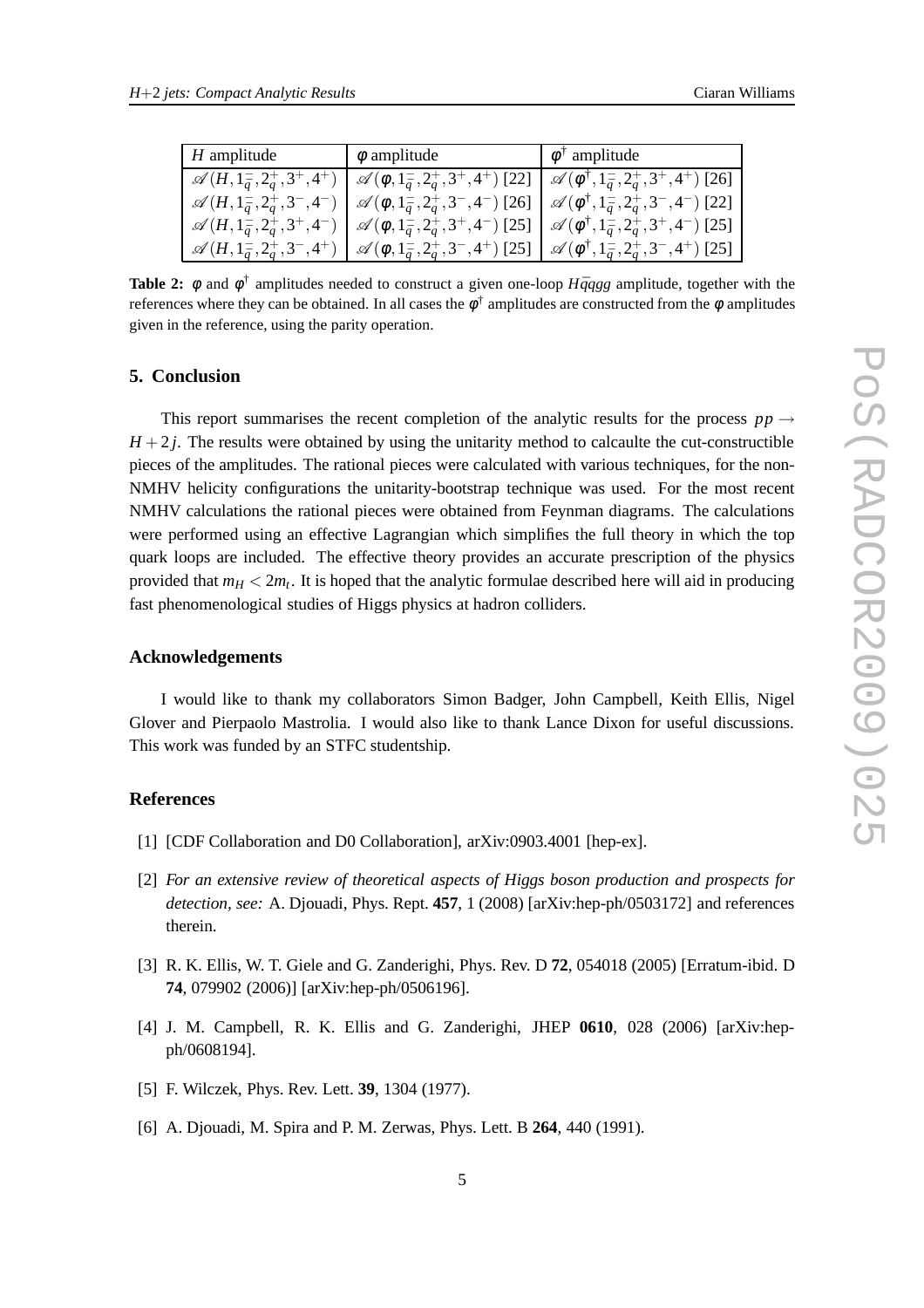| $H$ amplitude | $\phi$ amplitude | $\phi^\dagger$ amplitude |
|---|---|---|
| $\mathscr{A}(H,1_{\bar{q}}^-,2_q^+,3^+,4^+)$ | $\mathscr{A}(\phi,1_{\bar{q}}^-,2_q^+,3^+,4^+)$ [22] | $\mathscr{A}(\phi^\dagger,1_{\bar{q}}^-,2_q^+,3^+,4^+)$ [26] |
| $\mathscr{A}(H,1_{\bar{q}}^-,2_q^+,3^-,4^-)$ | $\mathscr{A}(\phi,1_{\bar{q}}^-,2_q^+,3^-,4^-)$ [26] | $\mathscr{A}(\phi^\dagger,1_{\bar{q}}^-,2_q^+,3^-,4^-)$ [22] |
| $\mathscr{A}(H,1_{\bar{q}}^-,2_q^+,3^+,4^-)$ | $\mathscr{A}(\phi,1_{\bar{q}}^-,2_q^+,3^+,4^-)$ [25] | $\mathscr{A}(\phi^\dagger,1_{\bar{q}}^-,2_q^+,3^+,4^-)$ [25] |
| $\mathscr{A}(H,1_{\bar{q}}^-,2_q^+,3^-,4^+)$ | $\mathscr{A}(\phi,1_{\bar{q}}^-,2_q^+,3^-,4^+)$ [25] | $\mathscr{A}(\phi^\dagger,1_{\bar{q}}^-,2_q^+,3^-,4^+)$ [25] |

**Table 2:** $\phi$ and $\phi^\dagger$ amplitudes needed to construct a given one-loop $H\bar{q}qgg$ amplitude, together with the references where they can be obtained. In all cases the $\phi^\dagger$ amplitudes are constructed from the $\phi$ amplitudes given in the reference, using the parity operation.

## 5. Conclusion

This report summarises the recent completion of the analytic results for the process $pp \to H+2j$. The results were obtained by using the unitarity method to calcaulte the cut-constructible pieces of the amplitudes. The rational pieces were calculated with various techniques, for the non-NMHV helicity configurations the unitarity-bootstrap technique was used. For the most recent NMHV calculations the rational pieces were obtained from Feynman diagrams. The calculations were performed using an effective Lagrangian which simplifies the full theory in which the top quark loops are included. The effective theory provides an accurate prescription of the physics provided that $m_H < 2m_t$. It is hoped that the analytic formulae described here will aid in producing fast phenomenological studies of Higgs physics at hadron colliders.

## Acknowledgements

I would like to thank my collaborators Simon Badger, John Campbell, Keith Ellis, Nigel Glover and Pierpaolo Mastrolia. I would also like to thank Lance Dixon for useful discussions. This work was funded by an STFC studentship.

## References

[1] [CDF Collaboration and D0 Collaboration], arXiv:0903.4001 [hep-ex].

[2] *For an extensive review of theoretical aspects of Higgs boson production and prospects for detection, see:* A. Djouadi, Phys. Rept. **457**, 1 (2008) [arXiv:hep-ph/0503172] and references therein.

[3] R. K. Ellis, W. T. Giele and G. Zanderighi, Phys. Rev. D **72**, 054018 (2005) [Erratum-ibid. D **74**, 079902 (2006)] [arXiv:hep-ph/0506196].

[4] J. M. Campbell, R. K. Ellis and G. Zanderighi, JHEP **0610**, 028 (2006) [arXiv:hep-ph/0608194].

[5] F. Wilczek, Phys. Rev. Lett. **39**, 1304 (1977).

[6] A. Djouadi, M. Spira and P. M. Zerwas, Phys. Lett. B **264**, 440 (1991).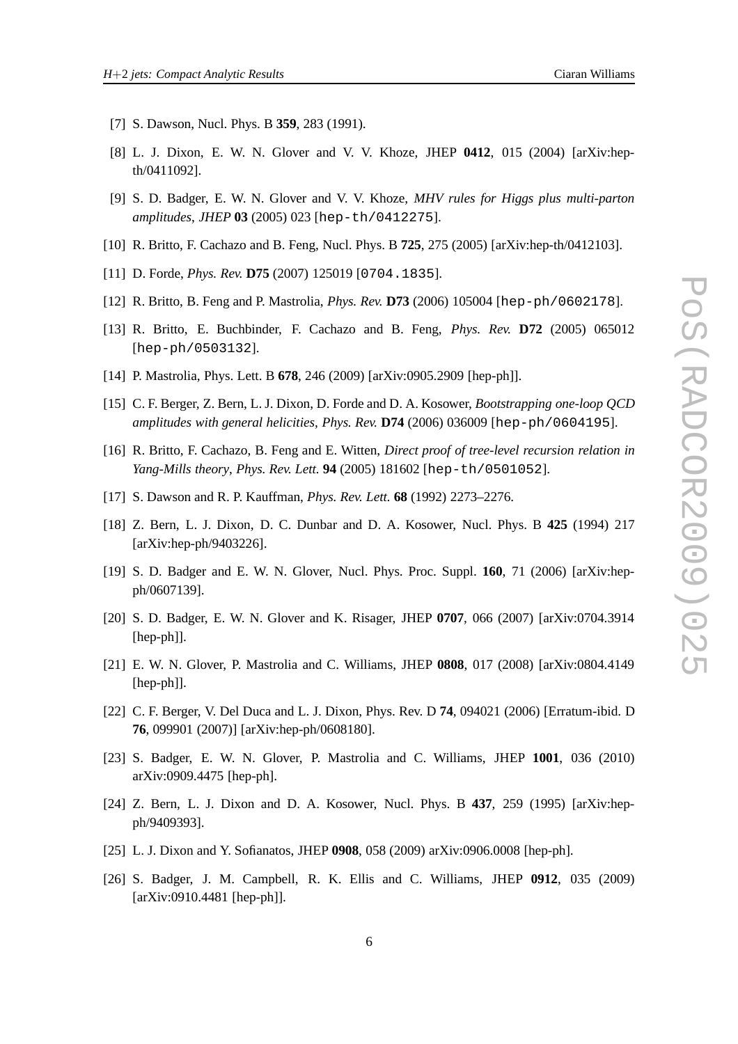[7] S. Dawson, Nucl. Phys. B **359**, 283 (1991).

[8] L. J. Dixon, E. W. N. Glover and V. V. Khoze, JHEP **0412**, 015 (2004) [arXiv:hep-th/0411092].

[9] S. D. Badger, E. W. N. Glover and V. V. Khoze, *MHV rules for Higgs plus multi-parton amplitudes*, *JHEP* **03** (2005) 023 [hep-th/0412275].

[10] R. Britto, F. Cachazo and B. Feng, Nucl. Phys. B **725**, 275 (2005) [arXiv:hep-th/0412103].

[11] D. Forde, *Phys. Rev.* **D75** (2007) 125019 [0704.1835].

[12] R. Britto, B. Feng and P. Mastrolia, *Phys. Rev.* **D73** (2006) 105004 [hep-ph/0602178].

[13] R. Britto, E. Buchbinder, F. Cachazo and B. Feng, *Phys. Rev.* **D72** (2005) 065012 [hep-ph/0503132].

[14] P. Mastrolia, Phys. Lett. B **678**, 246 (2009) [arXiv:0905.2909 [hep-ph]].

[15] C. F. Berger, Z. Bern, L. J. Dixon, D. Forde and D. A. Kosower, *Bootstrapping one-loop QCD amplitudes with general helicities*, *Phys. Rev.* **D74** (2006) 036009 [hep-ph/0604195].

[16] R. Britto, F. Cachazo, B. Feng and E. Witten, *Direct proof of tree-level recursion relation in Yang-Mills theory*, *Phys. Rev. Lett.* **94** (2005) 181602 [hep-th/0501052].

[17] S. Dawson and R. P. Kauffman, *Phys. Rev. Lett.* **68** (1992) 2273–2276.

[18] Z. Bern, L. J. Dixon, D. C. Dunbar and D. A. Kosower, Nucl. Phys. B **425** (1994) 217 [arXiv:hep-ph/9403226].

[19] S. D. Badger and E. W. N. Glover, Nucl. Phys. Proc. Suppl. **160**, 71 (2006) [arXiv:hep-ph/0607139].

[20] S. D. Badger, E. W. N. Glover and K. Risager, JHEP **0707**, 066 (2007) [arXiv:0704.3914 [hep-ph]].

[21] E. W. N. Glover, P. Mastrolia and C. Williams, JHEP **0808**, 017 (2008) [arXiv:0804.4149 [hep-ph]].

[22] C. F. Berger, V. Del Duca and L. J. Dixon, Phys. Rev. D **74**, 094021 (2006) [Erratum-ibid. D **76**, 099901 (2007)] [arXiv:hep-ph/0608180].

[23] S. Badger, E. W. N. Glover, P. Mastrolia and C. Williams, JHEP **1001**, 036 (2010) arXiv:0909.4475 [hep-ph].

[24] Z. Bern, L. J. Dixon and D. A. Kosower, Nucl. Phys. B **437**, 259 (1995) [arXiv:hep-ph/9409393].

[25] L. J. Dixon and Y. Sofianatos, JHEP **0908**, 058 (2009) arXiv:0906.0008 [hep-ph].

[26] S. Badger, J. M. Campbell, R. K. Ellis and C. Williams, JHEP **0912**, 035 (2009) [arXiv:0910.4481 [hep-ph]].